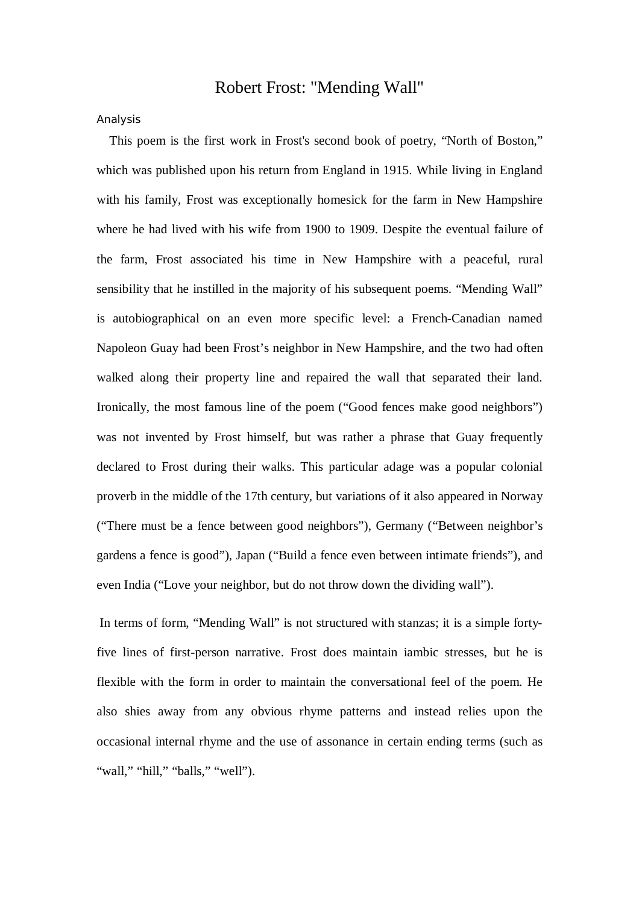# Robert Frost: "Mending Wall"

## Analysis

This poem is the first work in Frost's second book of poetry, “North of Boston,” which was published upon his return from England in 1915. While living in England with his family, Frost was exceptionally homesick for the farm in New Hampshire where he had lived with his wife from 1900 to 1909. Despite the eventual failure of the farm, Frost associated his time in New Hampshire with a peaceful, rural sensibility that he instilled in the majority of his subsequent poems. “Mending Wall” is autobiographical on an even more specific level: a French-Canadian named Napoleon Guay had been Frost’s neighbor in New Hampshire, and the two had often walked along their property line and repaired the wall that separated their land. Ironically, the most famous line of the poem (“Good fences make good neighbors”) was not invented by Frost himself, but was rather a phrase that Guay frequently declared to Frost during their walks. This particular adage was a popular colonial proverb in the middle of the 17th century, but variations of it also appeared in Norway (“There must be a fence between good neighbors”), Germany (“Between neighbor’s gardens a fence is good”), Japan (“Build a fence even between intimate friends”), and even India (“Love your neighbor, but do not throw down the dividing wall”).

In terms of form, “Mending Wall” is not structured with stanzas; it is a simple forty-five lines of first-person narrative. Frost does maintain iambic stresses, but he is flexible with the form in order to maintain the conversational feel of the poem. He also shies away from any obvious rhyme patterns and instead relies upon the occasional internal rhyme and the use of assonance in certain ending terms (such as “wall,” “hill,” “balls,” “well”).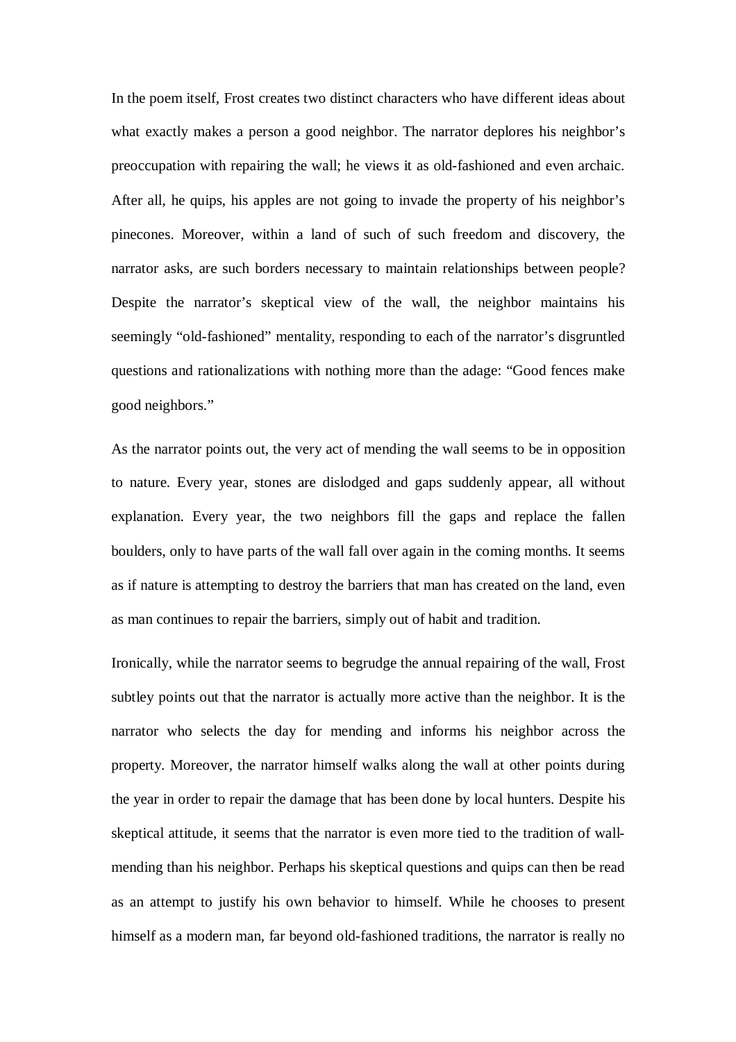In the poem itself, Frost creates two distinct characters who have different ideas about what exactly makes a person a good neighbor. The narrator deplores his neighbor's preoccupation with repairing the wall; he views it as old-fashioned and even archaic. After all, he quips, his apples are not going to invade the property of his neighbor's pinecones. Moreover, within a land of such of such freedom and discovery, the narrator asks, are such borders necessary to maintain relationships between people? Despite the narrator's skeptical view of the wall, the neighbor maintains his seemingly "old-fashioned" mentality, responding to each of the narrator's disgruntled questions and rationalizations with nothing more than the adage: "Good fences make good neighbors."

As the narrator points out, the very act of mending the wall seems to be in opposition to nature. Every year, stones are dislodged and gaps suddenly appear, all without explanation. Every year, the two neighbors fill the gaps and replace the fallen boulders, only to have parts of the wall fall over again in the coming months. It seems as if nature is attempting to destroy the barriers that man has created on the land, even as man continues to repair the barriers, simply out of habit and tradition.

Ironically, while the narrator seems to begrudge the annual repairing of the wall, Frost subtley points out that the narrator is actually more active than the neighbor. It is the narrator who selects the day for mending and informs his neighbor across the property. Moreover, the narrator himself walks along the wall at other points during the year in order to repair the damage that has been done by local hunters. Despite his skeptical attitude, it seems that the narrator is even more tied to the tradition of wall-mending than his neighbor. Perhaps his skeptical questions and quips can then be read as an attempt to justify his own behavior to himself. While he chooses to present himself as a modern man, far beyond old-fashioned traditions, the narrator is really no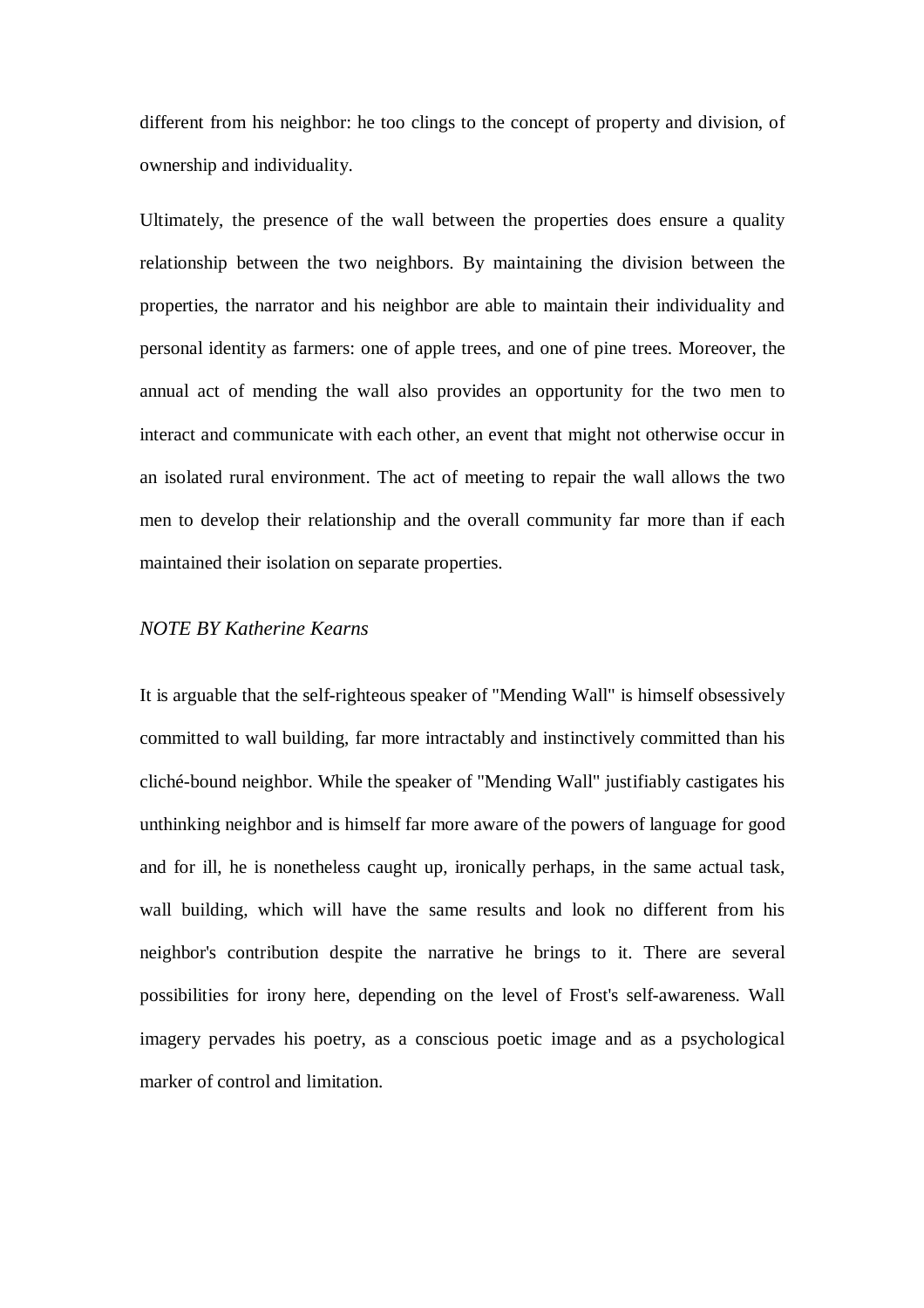different from his neighbor: he too clings to the concept of property and division, of ownership and individuality.

Ultimately, the presence of the wall between the properties does ensure a quality relationship between the two neighbors. By maintaining the division between the properties, the narrator and his neighbor are able to maintain their individuality and personal identity as farmers: one of apple trees, and one of pine trees. Moreover, the annual act of mending the wall also provides an opportunity for the two men to interact and communicate with each other, an event that might not otherwise occur in an isolated rural environment. The act of meeting to repair the wall allows the two men to develop their relationship and the overall community far more than if each maintained their isolation on separate properties.

*NOTE BY Katherine Kearns*

It is arguable that the self-righteous speaker of "Mending Wall" is himself obsessively committed to wall building, far more intractably and instinctively committed than his cliché-bound neighbor. While the speaker of "Mending Wall" justifiably castigates his unthinking neighbor and is himself far more aware of the powers of language for good and for ill, he is nonetheless caught up, ironically perhaps, in the same actual task, wall building, which will have the same results and look no different from his neighbor's contribution despite the narrative he brings to it. There are several possibilities for irony here, depending on the level of Frost's self-awareness. Wall imagery pervades his poetry, as a conscious poetic image and as a psychological marker of control and limitation.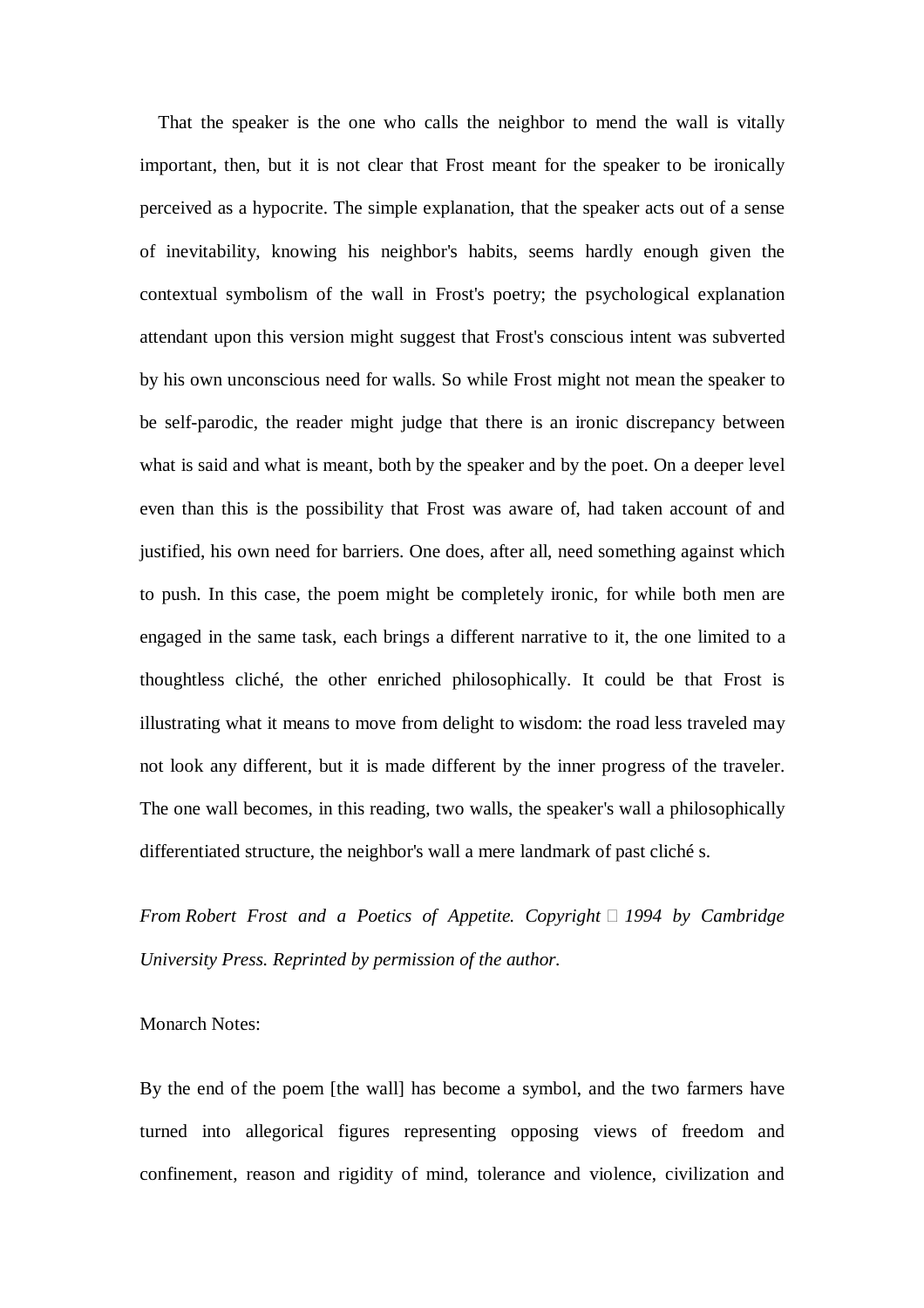That the speaker is the one who calls the neighbor to mend the wall is vitally important, then, but it is not clear that Frost meant for the speaker to be ironically perceived as a hypocrite. The simple explanation, that the speaker acts out of a sense of inevitability, knowing his neighbor's habits, seems hardly enough given the contextual symbolism of the wall in Frost's poetry; the psychological explanation attendant upon this version might suggest that Frost's conscious intent was subverted by his own unconscious need for walls. So while Frost might not mean the speaker to be self-parodic, the reader might judge that there is an ironic discrepancy between what is said and what is meant, both by the speaker and by the poet. On a deeper level even than this is the possibility that Frost was aware of, had taken account of and justified, his own need for barriers. One does, after all, need something against which to push. In this case, the poem might be completely ironic, for while both men are engaged in the same task, each brings a different narrative to it, the one limited to a thoughtless cliché, the other enriched philosophically. It could be that Frost is illustrating what it means to move from delight to wisdom: the road less traveled may not look any different, but it is made different by the inner progress of the traveler. The one wall becomes, in this reading, two walls, the speaker's wall a philosophically differentiated structure, the neighbor's wall a mere landmark of past cliché s.

*From Robert Frost and a Poetics of Appetite. Copyright © 1994 by Cambridge University Press. Reprinted by permission of the author.*

Monarch Notes:

By the end of the poem [the wall] has become a symbol, and the two farmers have turned into allegorical figures representing opposing views of freedom and confinement, reason and rigidity of mind, tolerance and violence, civilization and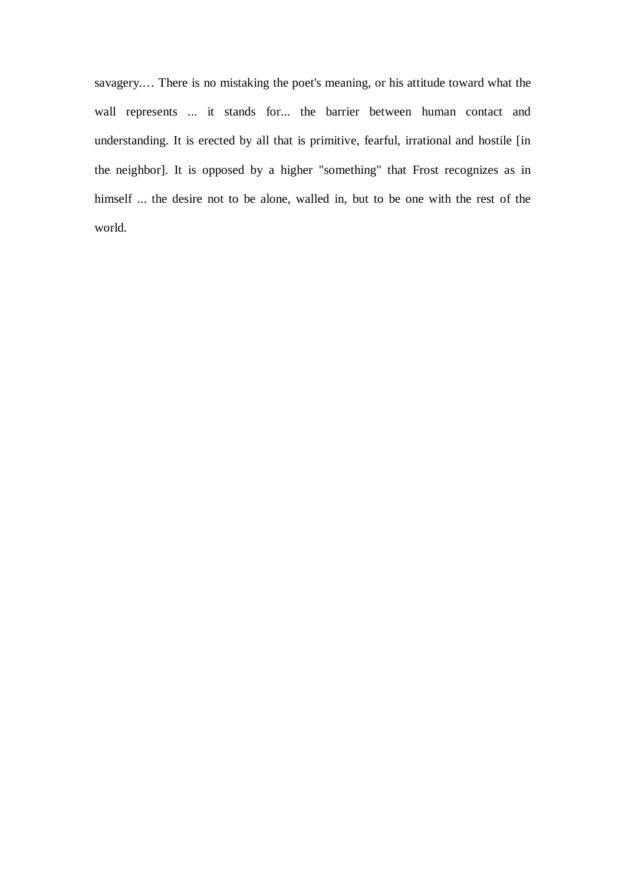savagery.… There is no mistaking the poet's meaning, or his attitude toward what the wall represents ... it stands for... the barrier between human contact and understanding. It is erected by all that is primitive, fearful, irrational and hostile [in the neighbor]. It is opposed by a higher "something" that Frost recognizes as in himself ... the desire not to be alone, walled in, but to be one with the rest of the world.